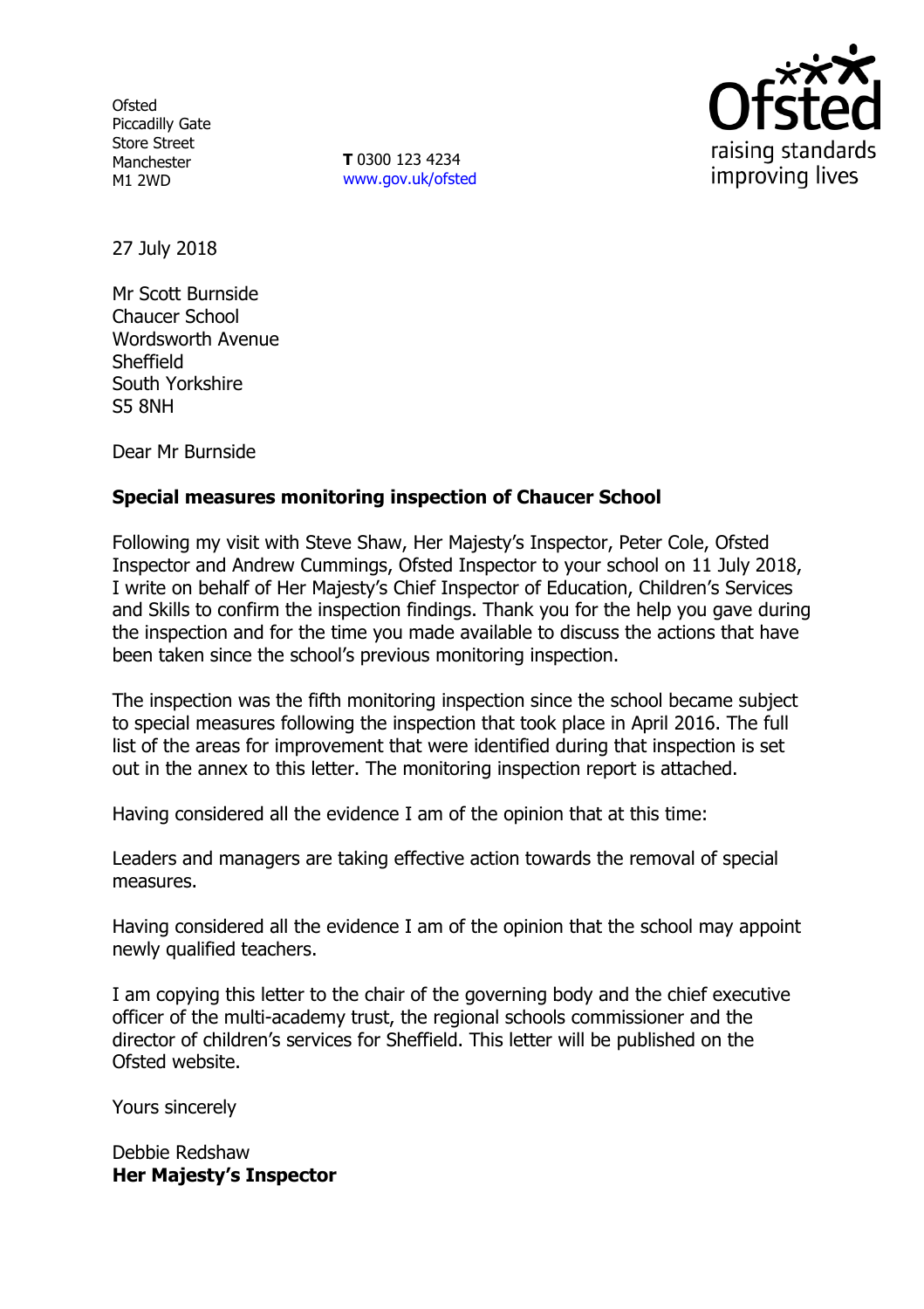Ofsted
Piccadilly Gate
Store Street
Manchester
M1 2WD

**T** 0300 123 4234
www.gov.uk/ofsted

raising standards
improving lives

27 July 2018

Mr Scott Burnside
Chaucer School
Wordsworth Avenue
Sheffield
South Yorkshire
S5 8NH

Dear Mr Burnside

**Special measures monitoring inspection of Chaucer School**

Following my visit with Steve Shaw, Her Majesty's Inspector, Peter Cole, Ofsted Inspector and Andrew Cummings, Ofsted Inspector to your school on 11 July 2018, I write on behalf of Her Majesty's Chief Inspector of Education, Children's Services and Skills to confirm the inspection findings. Thank you for the help you gave during the inspection and for the time you made available to discuss the actions that have been taken since the school's previous monitoring inspection.

The inspection was the fifth monitoring inspection since the school became subject to special measures following the inspection that took place in April 2016. The full list of the areas for improvement that were identified during that inspection is set out in the annex to this letter. The monitoring inspection report is attached.

Having considered all the evidence I am of the opinion that at this time:

Leaders and managers are taking effective action towards the removal of special measures.

Having considered all the evidence I am of the opinion that the school may appoint newly qualified teachers.

I am copying this letter to the chair of the governing body and the chief executive officer of the multi-academy trust, the regional schools commissioner and the director of children's services for Sheffield. This letter will be published on the Ofsted website.

Yours sincerely

Debbie Redshaw
**Her Majesty's Inspector**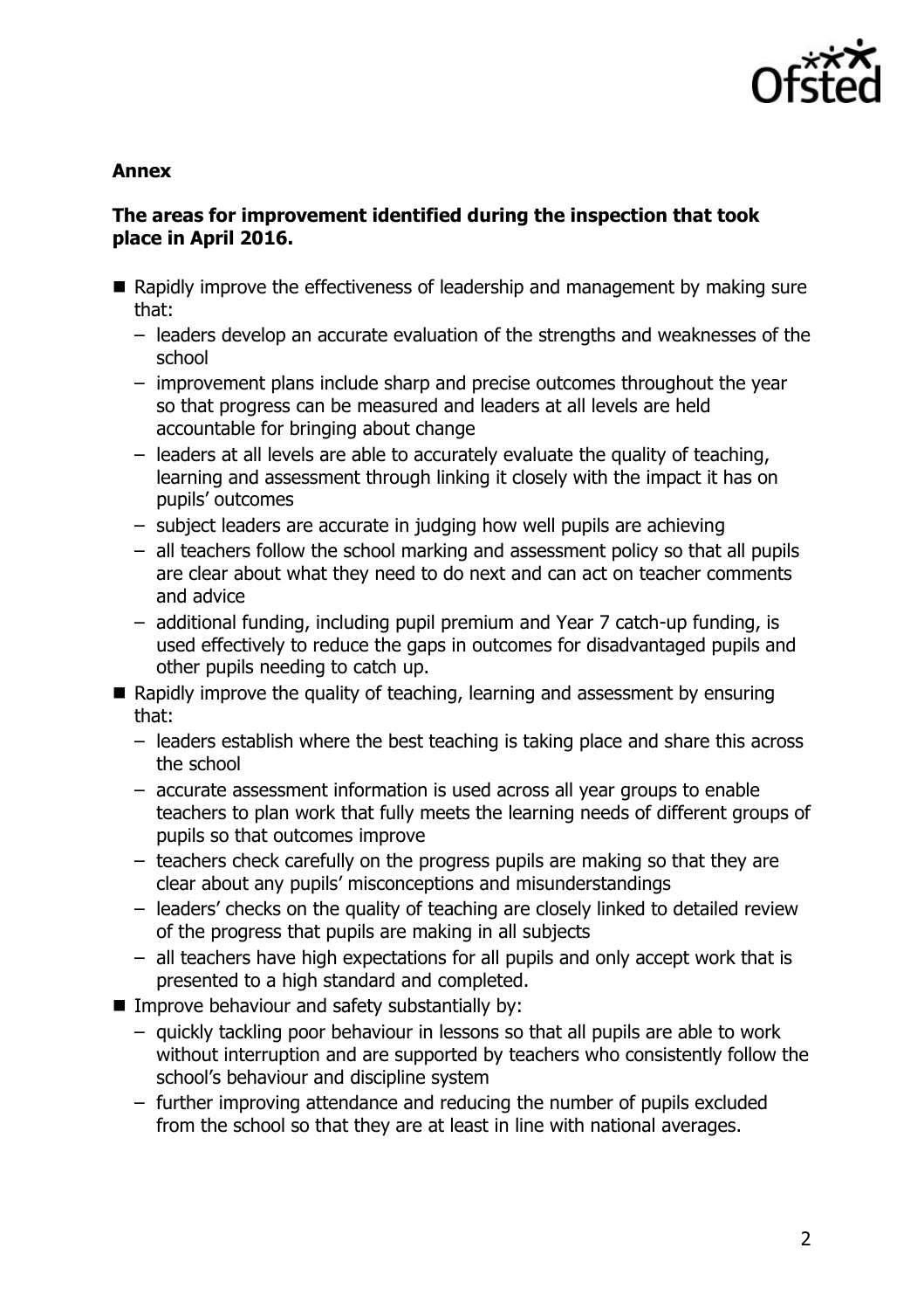**Annex**

**The areas for improvement identified during the inspection that took place in April 2016.**

- Rapidly improve the effectiveness of leadership and management by making sure that:
  - leaders develop an accurate evaluation of the strengths and weaknesses of the school
  - improvement plans include sharp and precise outcomes throughout the year so that progress can be measured and leaders at all levels are held accountable for bringing about change
  - leaders at all levels are able to accurately evaluate the quality of teaching, learning and assessment through linking it closely with the impact it has on pupils' outcomes
  - subject leaders are accurate in judging how well pupils are achieving
  - all teachers follow the school marking and assessment policy so that all pupils are clear about what they need to do next and can act on teacher comments and advice
  - additional funding, including pupil premium and Year 7 catch-up funding, is used effectively to reduce the gaps in outcomes for disadvantaged pupils and other pupils needing to catch up.
- Rapidly improve the quality of teaching, learning and assessment by ensuring that:
  - leaders establish where the best teaching is taking place and share this across the school
  - accurate assessment information is used across all year groups to enable teachers to plan work that fully meets the learning needs of different groups of pupils so that outcomes improve
  - teachers check carefully on the progress pupils are making so that they are clear about any pupils' misconceptions and misunderstandings
  - leaders' checks on the quality of teaching are closely linked to detailed review of the progress that pupils are making in all subjects
  - all teachers have high expectations for all pupils and only accept work that is presented to a high standard and completed.
- Improve behaviour and safety substantially by:
  - quickly tackling poor behaviour in lessons so that all pupils are able to work without interruption and are supported by teachers who consistently follow the school's behaviour and discipline system
  - further improving attendance and reducing the number of pupils excluded from the school so that they are at least in line with national averages.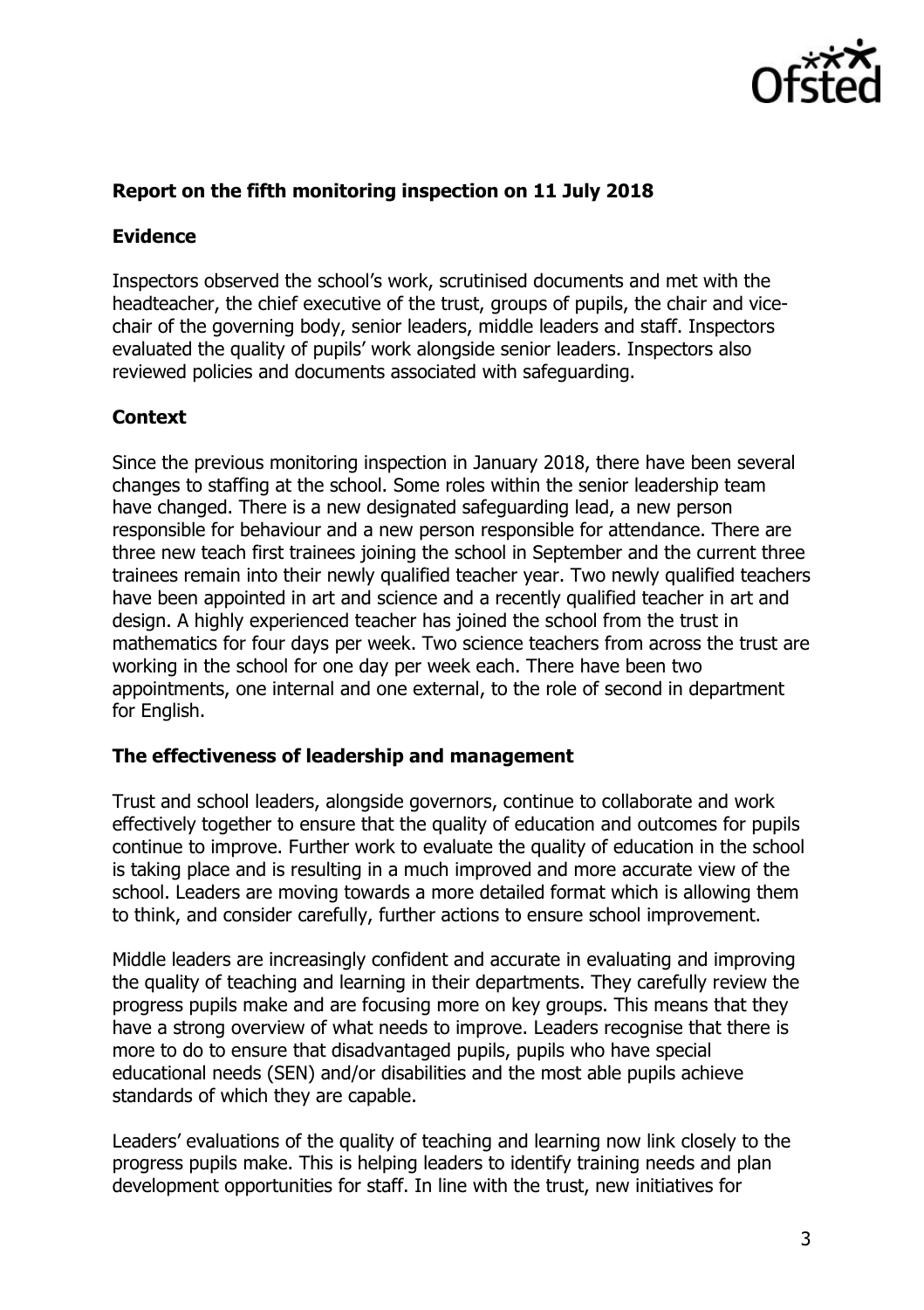**Report on the fifth monitoring inspection on 11 July 2018**

**Evidence**

Inspectors observed the school's work, scrutinised documents and met with the headteacher, the chief executive of the trust, groups of pupils, the chair and vice-chair of the governing body, senior leaders, middle leaders and staff. Inspectors evaluated the quality of pupils' work alongside senior leaders. Inspectors also reviewed policies and documents associated with safeguarding.

**Context**

Since the previous monitoring inspection in January 2018, there have been several changes to staffing at the school. Some roles within the senior leadership team have changed. There is a new designated safeguarding lead, a new person responsible for behaviour and a new person responsible for attendance. There are three new teach first trainees joining the school in September and the current three trainees remain into their newly qualified teacher year. Two newly qualified teachers have been appointed in art and science and a recently qualified teacher in art and design. A highly experienced teacher has joined the school from the trust in mathematics for four days per week. Two science teachers from across the trust are working in the school for one day per week each. There have been two appointments, one internal and one external, to the role of second in department for English.

**The effectiveness of leadership and management**

Trust and school leaders, alongside governors, continue to collaborate and work effectively together to ensure that the quality of education and outcomes for pupils continue to improve. Further work to evaluate the quality of education in the school is taking place and is resulting in a much improved and more accurate view of the school. Leaders are moving towards a more detailed format which is allowing them to think, and consider carefully, further actions to ensure school improvement.

Middle leaders are increasingly confident and accurate in evaluating and improving the quality of teaching and learning in their departments. They carefully review the progress pupils make and are focusing more on key groups. This means that they have a strong overview of what needs to improve. Leaders recognise that there is more to do to ensure that disadvantaged pupils, pupils who have special educational needs (SEN) and/or disabilities and the most able pupils achieve standards of which they are capable.

Leaders' evaluations of the quality of teaching and learning now link closely to the progress pupils make. This is helping leaders to identify training needs and plan development opportunities for staff. In line with the trust, new initiatives for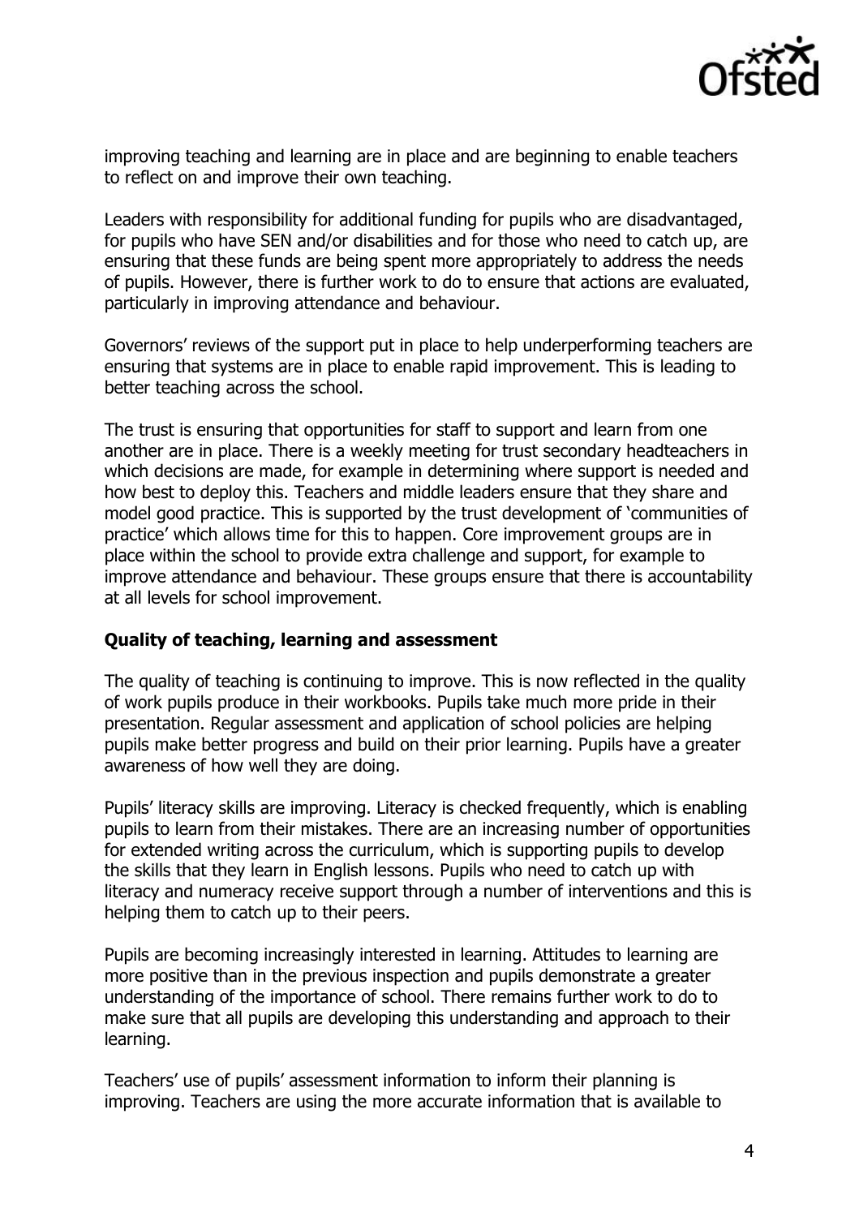improving teaching and learning are in place and are beginning to enable teachers to reflect on and improve their own teaching.

Leaders with responsibility for additional funding for pupils who are disadvantaged, for pupils who have SEN and/or disabilities and for those who need to catch up, are ensuring that these funds are being spent more appropriately to address the needs of pupils. However, there is further work to do to ensure that actions are evaluated, particularly in improving attendance and behaviour.

Governors' reviews of the support put in place to help underperforming teachers are ensuring that systems are in place to enable rapid improvement. This is leading to better teaching across the school.

The trust is ensuring that opportunities for staff to support and learn from one another are in place. There is a weekly meeting for trust secondary headteachers in which decisions are made, for example in determining where support is needed and how best to deploy this. Teachers and middle leaders ensure that they share and model good practice. This is supported by the trust development of 'communities of practice' which allows time for this to happen. Core improvement groups are in place within the school to provide extra challenge and support, for example to improve attendance and behaviour. These groups ensure that there is accountability at all levels for school improvement.

### Quality of teaching, learning and assessment

The quality of teaching is continuing to improve. This is now reflected in the quality of work pupils produce in their workbooks. Pupils take much more pride in their presentation. Regular assessment and application of school policies are helping pupils make better progress and build on their prior learning. Pupils have a greater awareness of how well they are doing.

Pupils' literacy skills are improving. Literacy is checked frequently, which is enabling pupils to learn from their mistakes. There are an increasing number of opportunities for extended writing across the curriculum, which is supporting pupils to develop the skills that they learn in English lessons. Pupils who need to catch up with literacy and numeracy receive support through a number of interventions and this is helping them to catch up to their peers.

Pupils are becoming increasingly interested in learning. Attitudes to learning are more positive than in the previous inspection and pupils demonstrate a greater understanding of the importance of school. There remains further work to do to make sure that all pupils are developing this understanding and approach to their learning.

Teachers' use of pupils' assessment information to inform their planning is improving. Teachers are using the more accurate information that is available to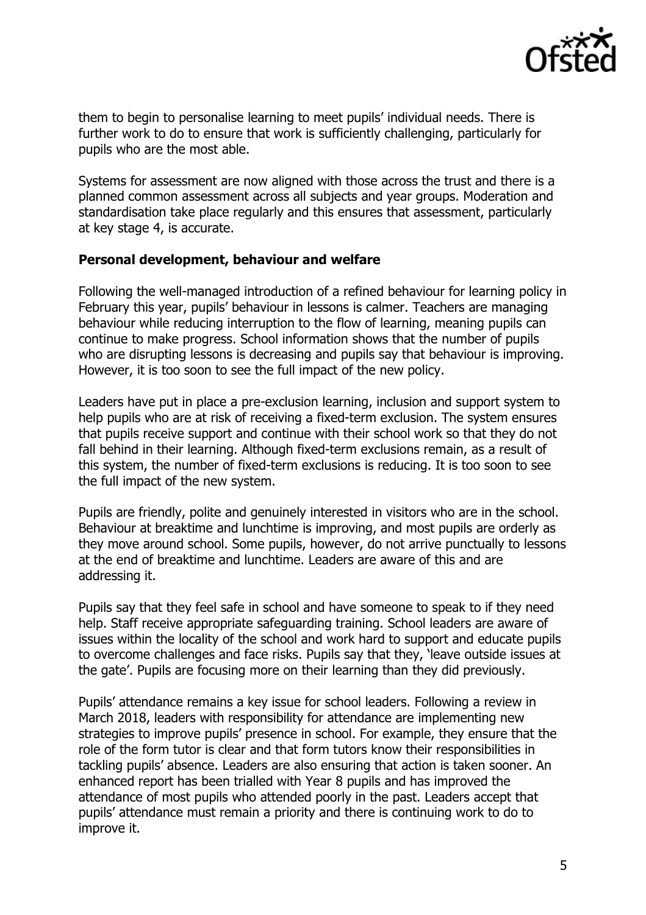them to begin to personalise learning to meet pupils' individual needs. There is further work to do to ensure that work is sufficiently challenging, particularly for pupils who are the most able.

Systems for assessment are now aligned with those across the trust and there is a planned common assessment across all subjects and year groups. Moderation and standardisation take place regularly and this ensures that assessment, particularly at key stage 4, is accurate.

**Personal development, behaviour and welfare**

Following the well-managed introduction of a refined behaviour for learning policy in February this year, pupils' behaviour in lessons is calmer. Teachers are managing behaviour while reducing interruption to the flow of learning, meaning pupils can continue to make progress. School information shows that the number of pupils who are disrupting lessons is decreasing and pupils say that behaviour is improving. However, it is too soon to see the full impact of the new policy.

Leaders have put in place a pre-exclusion learning, inclusion and support system to help pupils who are at risk of receiving a fixed-term exclusion. The system ensures that pupils receive support and continue with their school work so that they do not fall behind in their learning. Although fixed-term exclusions remain, as a result of this system, the number of fixed-term exclusions is reducing. It is too soon to see the full impact of the new system.

Pupils are friendly, polite and genuinely interested in visitors who are in the school. Behaviour at breaktime and lunchtime is improving, and most pupils are orderly as they move around school. Some pupils, however, do not arrive punctually to lessons at the end of breaktime and lunchtime. Leaders are aware of this and are addressing it.

Pupils say that they feel safe in school and have someone to speak to if they need help. Staff receive appropriate safeguarding training. School leaders are aware of issues within the locality of the school and work hard to support and educate pupils to overcome challenges and face risks. Pupils say that they, 'leave outside issues at the gate'. Pupils are focusing more on their learning than they did previously.

Pupils' attendance remains a key issue for school leaders. Following a review in March 2018, leaders with responsibility for attendance are implementing new strategies to improve pupils' presence in school. For example, they ensure that the role of the form tutor is clear and that form tutors know their responsibilities in tackling pupils' absence. Leaders are also ensuring that action is taken sooner. An enhanced report has been trialled with Year 8 pupils and has improved the attendance of most pupils who attended poorly in the past. Leaders accept that pupils' attendance must remain a priority and there is continuing work to do to improve it.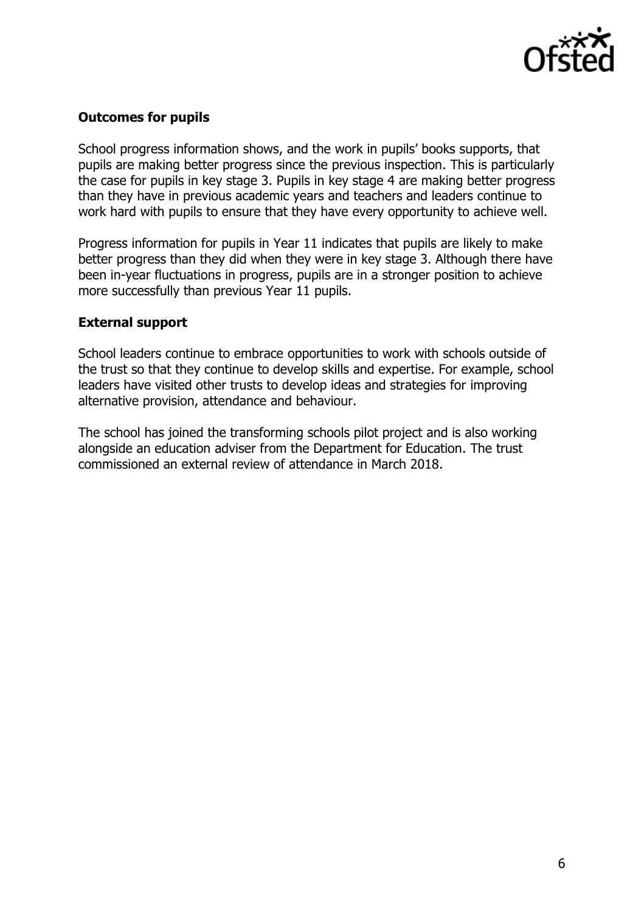**Outcomes for pupils**

School progress information shows, and the work in pupils' books supports, that pupils are making better progress since the previous inspection. This is particularly the case for pupils in key stage 3. Pupils in key stage 4 are making better progress than they have in previous academic years and teachers and leaders continue to work hard with pupils to ensure that they have every opportunity to achieve well.

Progress information for pupils in Year 11 indicates that pupils are likely to make better progress than they did when they were in key stage 3. Although there have been in-year fluctuations in progress, pupils are in a stronger position to achieve more successfully than previous Year 11 pupils.

**External support**

School leaders continue to embrace opportunities to work with schools outside of the trust so that they continue to develop skills and expertise. For example, school leaders have visited other trusts to develop ideas and strategies for improving alternative provision, attendance and behaviour.

The school has joined the transforming schools pilot project and is also working alongside an education adviser from the Department for Education. The trust commissioned an external review of attendance in March 2018.